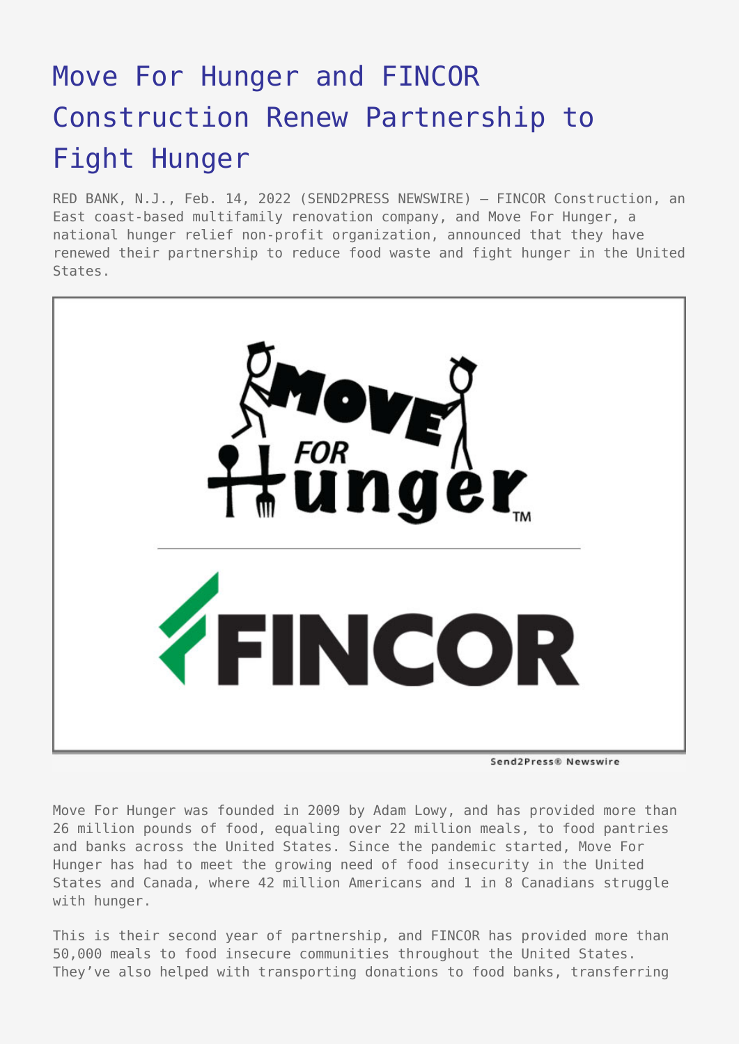# Move For Hunger and FINCOR Construction Renew Partnership to Fight Hunger

RED BANK, N.J., Feb. 14, 2022 (SEND2PRESS NEWSWIRE) — FINCOR Construction, an East coast-based multifamily renovation company, and Move For Hunger, a national hunger relief non-profit organization, announced that they have renewed their partnership to reduce food waste and fight hunger in the United States.

Move For Hunger was founded in 2009 by Adam Lowy, and has provided more than 26 million pounds of food, equaling over 22 million meals, to food pantries and banks across the United States. Since the pandemic started, Move For Hunger has had to meet the growing need of food insecurity in the United States and Canada, where 42 million Americans and 1 in 8 Canadians struggle with hunger.

This is their second year of partnership, and FINCOR has provided more than 50,000 meals to food insecure communities throughout the United States. They've also helped with transporting donations to food banks, transferring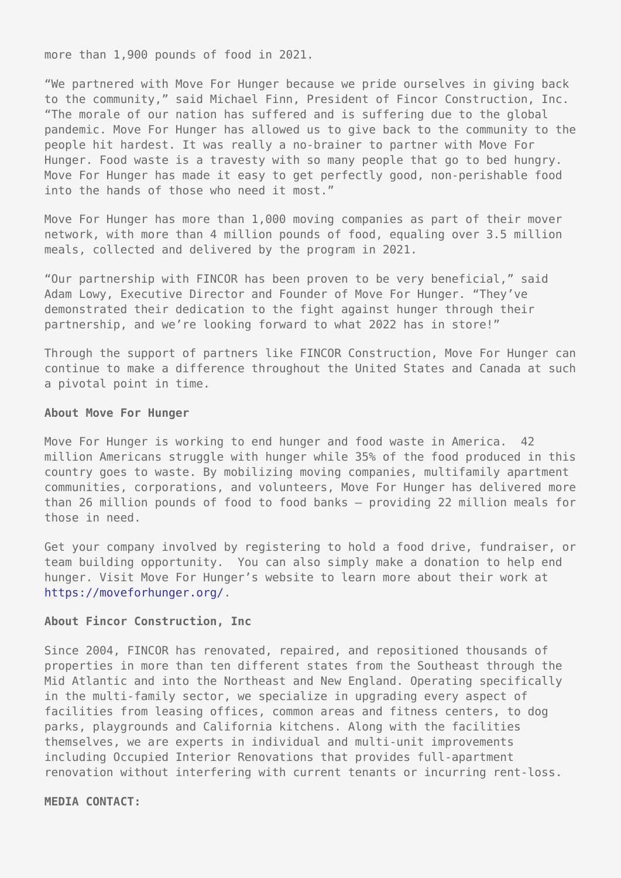more than 1,900 pounds of food in 2021.

"We partnered with Move For Hunger because we pride ourselves in giving back to the community," said Michael Finn, President of Fincor Construction, Inc. "The morale of our nation has suffered and is suffering due to the global pandemic. Move For Hunger has allowed us to give back to the community to the people hit hardest. It was really a no-brainer to partner with Move For Hunger. Food waste is a travesty with so many people that go to bed hungry. Move For Hunger has made it easy to get perfectly good, non-perishable food into the hands of those who need it most."

Move For Hunger has more than 1,000 moving companies as part of their mover network, with more than 4 million pounds of food, equaling over 3.5 million meals, collected and delivered by the program in 2021.

"Our partnership with FINCOR has been proven to be very beneficial," said Adam Lowy, Executive Director and Founder of Move For Hunger. "They've demonstrated their dedication to the fight against hunger through their partnership, and we're looking forward to what 2022 has in store!"

Through the support of partners like FINCOR Construction, Move For Hunger can continue to make a difference throughout the United States and Canada at such a pivotal point in time.

**About Move For Hunger**

Move For Hunger is working to end hunger and food waste in America. 42 million Americans struggle with hunger while 35% of the food produced in this country goes to waste. By mobilizing moving companies, multifamily apartment communities, corporations, and volunteers, Move For Hunger has delivered more than 26 million pounds of food to food banks – providing 22 million meals for those in need.

Get your company involved by registering to hold a food drive, fundraiser, or team building opportunity. You can also simply make a donation to help end hunger. Visit Move For Hunger's website to learn more about their work at https://moveforhunger.org/.

**About Fincor Construction, Inc**

Since 2004, FINCOR has renovated, repaired, and repositioned thousands of properties in more than ten different states from the Southeast through the Mid Atlantic and into the Northeast and New England. Operating specifically in the multi-family sector, we specialize in upgrading every aspect of facilities from leasing offices, common areas and fitness centers, to dog parks, playgrounds and California kitchens. Along with the facilities themselves, we are experts in individual and multi-unit improvements including Occupied Interior Renovations that provides full-apartment renovation without interfering with current tenants or incurring rent-loss.

**MEDIA CONTACT:**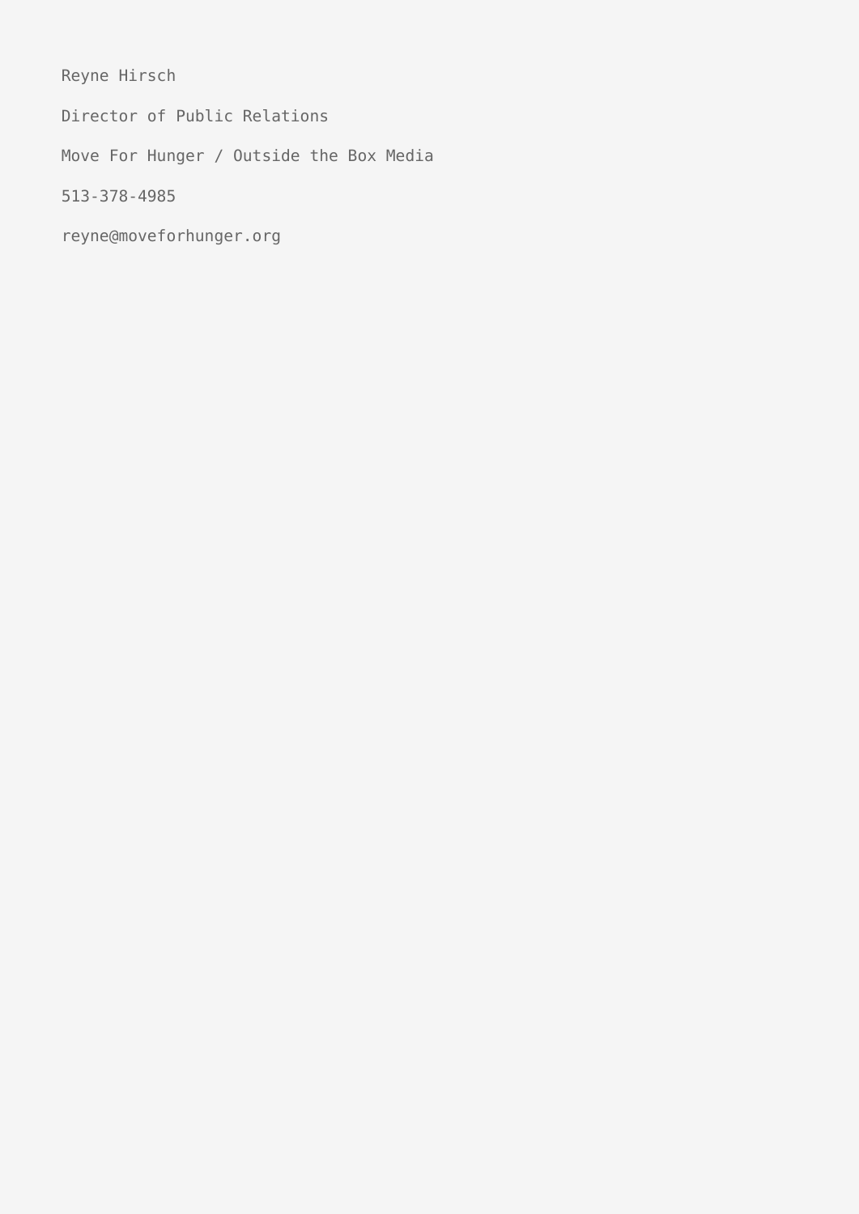Reyne Hirsch

Director of Public Relations

Move For Hunger / Outside the Box Media

513-378-4985

reyne@moveforhunger.org